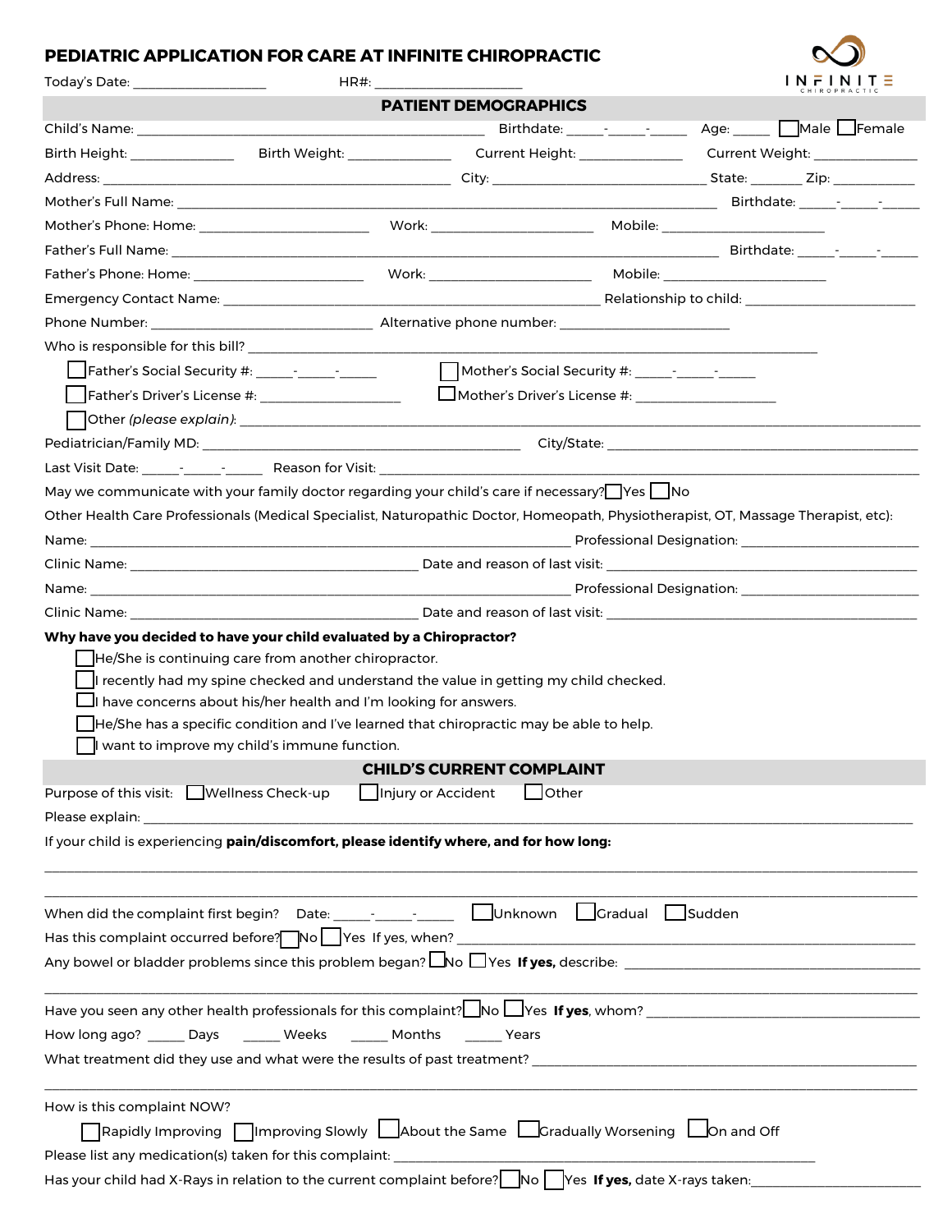# PEDIATRIC APPLICATION FOR CARE AT INFINITE CHIROPRACTIC

Today's Date: ___________________ HR#: ____________________

## PATIENT DEMOGRAPHICS

Child's Name: ________________________________________________ Birthdate: _____-_____-_____ Age: _____ ☐ Male ☐ Female

Birth Height: ______________ Birth Weight: ______________ Current Height: ______________ Current Weight: ______________

Address: ________________________________________________ City: ______________________________ State: _______ Zip: ___________

Mother's Full Name: ____________________________________________________________________________ Birthdate: _____-_____-_____

Mother's Phone: Home: _______________________ Work: ______________________ Mobile: ______________________

Father's Full Name: _____________________________________________________________________________ Birthdate: _____-_____-_____

Father's Phone: Home: _______________________ Work: ______________________ Mobile: ______________________

Emergency Contact Name: ____________________________________________________ Relationship to child: _______________________

Phone Number: ______________________________ Alternative phone number: _______________________

Who is responsible for this bill? ____________________________________________________________________________

☐ Father's Social Security #: _____-_____-_____ ☐ Mother's Social Security #: _____-_____-_____

☐ Father's Driver's License #: ___________________ ☐ Mother's Driver's License #: ___________________

☐ Other *(please explain)*: ____________________________________________________________________________________

Pediatrician/Family MD: ____________________________________________ City/State: ______________________________________

Last Visit Date: _____-_____-_____ Reason for Visit: ___________________________________________________________________

May we communicate with your family doctor regarding your child's care if necessary? ☐ Yes ☐ No

Other Health Care Professionals (Medical Specialist, Naturopathic Doctor, Homeopath, Physiotherapist, OT, Massage Therapist, etc):

Name: ___________________________________________________________________ Professional Designation: ________________________

Clinic Name: ________________________________________ Date and reason of last visit: ____________________________________________

Name: ___________________________________________________________________ Professional Designation: ________________________

Clinic Name: ________________________________________ Date and reason of last visit: ____________________________________________

**Why have you decided to have your child evaluated by a Chiropractor?**

- ☐ He/She is continuing care from another chiropractor.
- ☐ I recently had my spine checked and understand the value in getting my child checked.
- ☐ I have concerns about his/her health and I'm looking for answers.
- ☐ He/She has a specific condition and I've learned that chiropractic may be able to help.
- ☐ I want to improve my child's immune function.

## CHILD'S CURRENT COMPLAINT

Purpose of this visit: ☐ Wellness Check-up ☐ Injury or Accident ☐ Other

Please explain: _____________________________________________________________________________________________________

If your child is experiencing **pain/discomfort, please identify where, and for how long:**

_____________________________________________________________________________________________________________________

_____________________________________________________________________________________________________________________

When did the complaint first begin? Date: _____-_____-_____ ☐ Unknown ☐ Gradual ☐ Sudden

Has this complaint occurred before? ☐ No ☐ Yes If yes, when? ________________________________________________________________

Any bowel or bladder problems since this problem began? ☐ No ☐ Yes **If yes,** describe: _________________________________________

_____________________________________________________________________________________________________________________

Have you seen any other health professionals for this complaint? ☐ No ☐ Yes **If yes**, whom? ___________________________________

How long ago? _____ Days _____ Weeks _____ Months _____ Years

What treatment did they use and what were the results of past treatment? _________________________________________________

_____________________________________________________________________________________________________________________

How is this complaint NOW?

☐ Rapidly Improving ☐ Improving Slowly ☐ About the Same ☐ Gradually Worsening ☐ On and Off

Please list any medication(s) taken for this complaint: ______________________________________________________________

Has your child had X-Rays in relation to the current complaint before? ☐ No ☐ Yes **If yes,** date X-rays taken: ______________________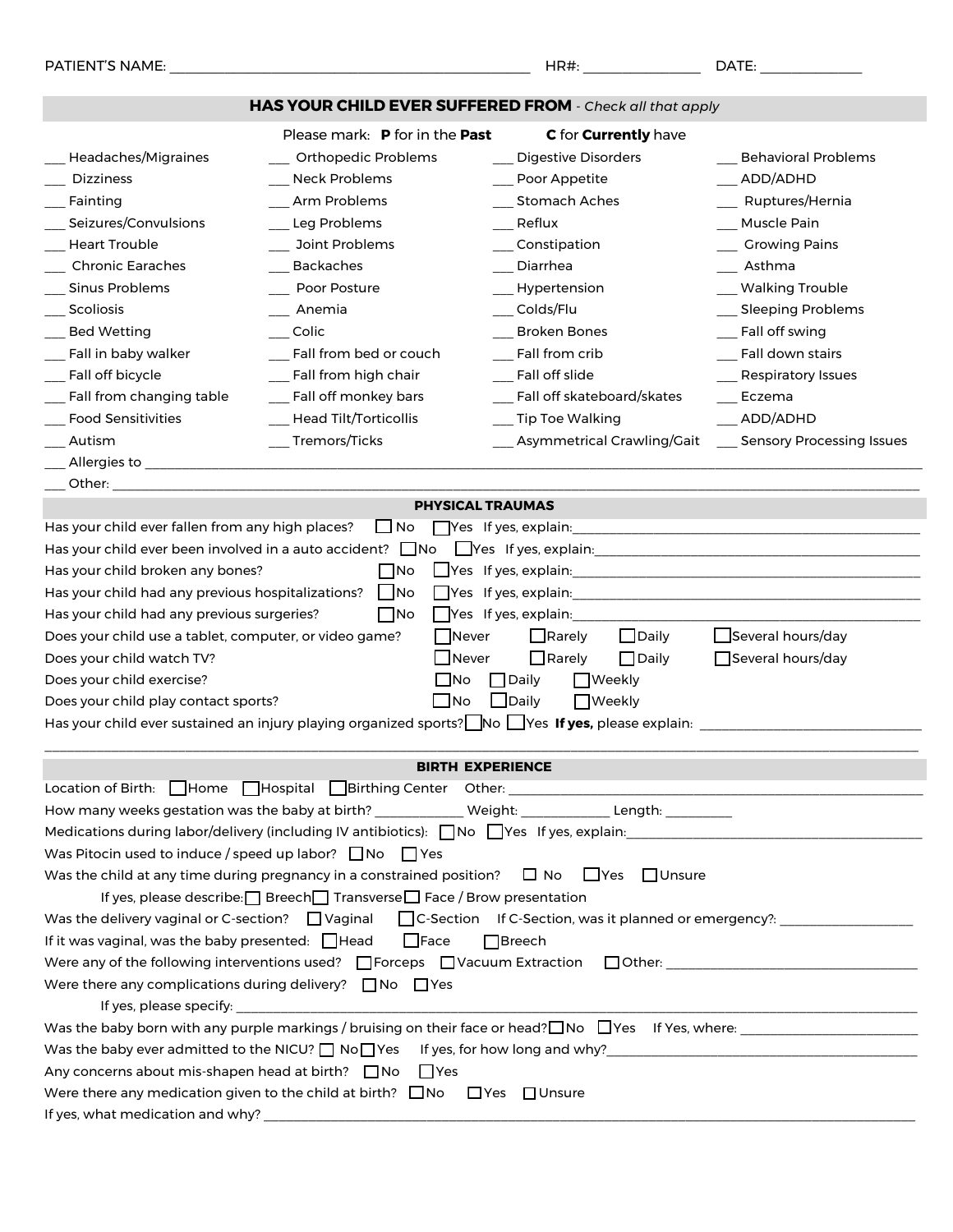PATIENT'S NAME: ______________________________ HR#: ______________ DATE: ____________

## HAS YOUR CHILD EVER SUFFERED FROM - *Check all that apply*

Please mark: **P** for in the **Past** **C** for **Currently** have

| | | | |
|---|---|---|---|
| ___ Headaches/Migraines | ___ Orthopedic Problems | ___ Digestive Disorders | ___ Behavioral Problems |
| ___ Dizziness | ___ Neck Problems | ___ Poor Appetite | ___ ADD/ADHD |
| ___ Fainting | ___ Arm Problems | ___ Stomach Aches | ___ Ruptures/Hernia |
| ___ Seizures/Convulsions | ___ Leg Problems | ___ Reflux | ___ Muscle Pain |
| ___ Heart Trouble | ___ Joint Problems | ___ Constipation | ___ Growing Pains |
| ___ Chronic Earaches | ___ Backaches | ___ Diarrhea | ___ Asthma |
| ___ Sinus Problems | ___ Poor Posture | ___ Hypertension | ___ Walking Trouble |
| ___ Scoliosis | ___ Anemia | ___ Colds/Flu | ___ Sleeping Problems |
| ___ Bed Wetting | ___ Colic | ___ Broken Bones | ___ Fall off swing |
| ___ Fall in baby walker | ___ Fall from bed or couch | ___ Fall from crib | ___ Fall down stairs |
| ___ Fall off bicycle | ___ Fall from high chair | ___ Fall off slide | ___ Respiratory Issues |
| ___ Fall from changing table | ___ Fall off monkey bars | ___ Fall off skateboard/skates | ___ Eczema |
| ___ Food Sensitivities | ___ Head Tilt/Torticollis | ___ Tip Toe Walking | ___ ADD/ADHD |
| ___ Autism | ___ Tremors/Ticks | ___ Asymmetrical Crawling/Gait | ___ Sensory Processing Issues |

___ Allergies to ______________________________________________

___ Other: ______________________________________________

## PHYSICAL TRAUMAS

Has your child ever fallen from any high places? ☐ No ☐ Yes If yes, explain: ______________________

Has your child ever been involved in a auto accident? ☐ No ☐ Yes If yes, explain: ______________________

Has your child broken any bones? ☐ No ☐ Yes If yes, explain: ______________________

Has your child had any previous hospitalizations? ☐ No ☐ Yes If yes, explain: ______________________

Has your child had any previous surgeries? ☐ No ☐ Yes If yes, explain: ______________________

Does your child use a tablet, computer, or video game? ☐ Never ☐ Rarely ☐ Daily ☐ Several hours/day

Does your child watch TV? ☐ Never ☐ Rarely ☐ Daily ☐ Several hours/day

Does your child exercise? ☐ No ☐ Daily ☐ Weekly

Does your child play contact sports? ☐ No ☐ Daily ☐ Weekly

Has your child ever sustained an injury playing organized sports? ☐ No ☐ Yes **If yes,** please explain: ______________________

______________________________________________

## BIRTH EXPERIENCE

Location of Birth: ☐ Home ☐ Hospital ☐ Birthing Center Other: ______________________

How many weeks gestation was the baby at birth? __________ Weight: __________ Length: ________

Medications during labor/delivery (including IV antibiotics): ☐ No ☐ Yes If yes, explain: ______________________

Was Pitocin used to induce / speed up labor? ☐ No ☐ Yes

Was the child at any time during pregnancy in a constrained position? ☐ No ☐ Yes ☐ Unsure

If yes, please describe: ☐ Breech ☐ Transverse ☐ Face / Brow presentation

Was the delivery vaginal or C-section? ☐ Vaginal ☐ C-Section If C-Section, was it planned or emergency?: ______________

If it was vaginal, was the baby presented: ☐ Head ☐ Face ☐ Breech

Were any of the following interventions used? ☐ Forceps ☐ Vacuum Extraction ☐ Other: ______________________

Were there any complications during delivery? ☐ No ☐ Yes

If yes, please specify: ______________________________________________

Was the baby born with any purple markings / bruising on their face or head? ☐ No ☐ Yes If Yes, where: ______________

Was the baby ever admitted to the NICU? ☐ No ☐ Yes If yes, for how long and why? ______________________

Any concerns about mis-shapen head at birth? ☐ No ☐ Yes

Were there any medication given to the child at birth? ☐ No ☐ Yes ☐ Unsure

If yes, what medication and why? ______________________________________________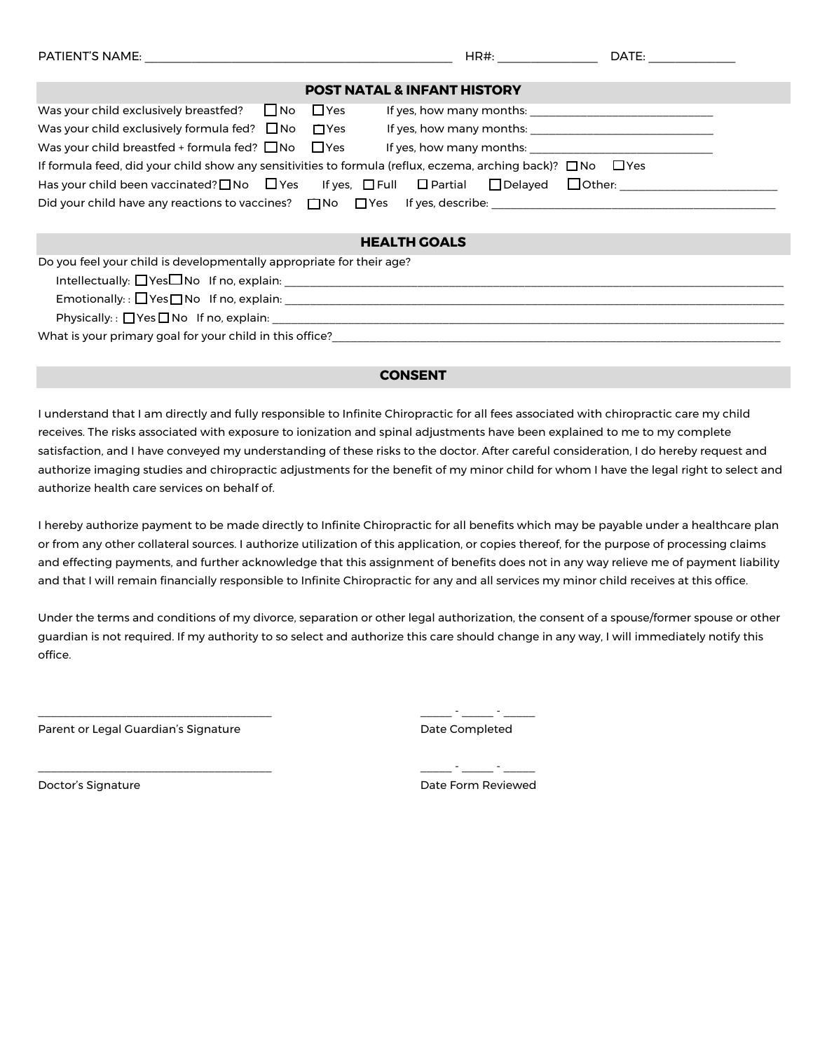PATIENT'S NAME: ______________________________ HR#: ______________ DATE: ____________

## POST NATAL & INFANT HISTORY

Was your child exclusively breastfed? ☐ No ☐ Yes If yes, how many months: ______________________

Was your child exclusively formula fed? ☐ No ☐ Yes If yes, how many months: ______________________

Was your child breastfed + formula fed? ☐ No ☐ Yes If yes, how many months: ______________________

If formula feed, did your child show any sensitivities to formula (reflux, eczema, arching back)? ☐ No ☐ Yes

Has your child been vaccinated? ☐ No ☐ Yes If yes, ☐ Full ☐ Partial ☐ Delayed ☐ Other: ____________________

Did your child have any reactions to vaccines? ☐ No ☐ Yes If yes, describe: ______________________________

## HEALTH GOALS

Do you feel your child is developmentally appropriate for their age?

Intellectually: ☐ Yes ☐ No If no, explain: ______________________________________________

Emotionally: : ☐ Yes ☐ No If no, explain: ______________________________________________

Physically: : ☐ Yes ☐ No If no, explain: ______________________________________________

What is your primary goal for your child in this office? ______________________________________

## CONSENT

I understand that I am directly and fully responsible to Infinite Chiropractic for all fees associated with chiropractic care my child receives. The risks associated with exposure to ionization and spinal adjustments have been explained to me to my complete satisfaction, and I have conveyed my understanding of these risks to the doctor. After careful consideration, I do hereby request and authorize imaging studies and chiropractic adjustments for the benefit of my minor child for whom I have the legal right to select and authorize health care services on behalf of.

I hereby authorize payment to be made directly to Infinite Chiropractic for all benefits which may be payable under a healthcare plan or from any other collateral sources. I authorize utilization of this application, or copies thereof, for the purpose of processing claims and effecting payments, and further acknowledge that this assignment of benefits does not in any way relieve me of payment liability and that I will remain financially responsible to Infinite Chiropractic for any and all services my minor child receives at this office.

Under the terms and conditions of my divorce, separation or other legal authorization, the consent of a spouse/former spouse or other guardian is not required. If my authority to so select and authorize this care should change in any way, I will immediately notify this office.

______________________________ &nbsp;&nbsp;&nbsp;&nbsp; _____ - _____ - _____

Parent or Legal Guardian's Signature &nbsp;&nbsp;&nbsp;&nbsp; Date Completed

______________________________ &nbsp;&nbsp;&nbsp;&nbsp; _____ - _____ - _____

Doctor's Signature &nbsp;&nbsp;&nbsp;&nbsp; Date Form Reviewed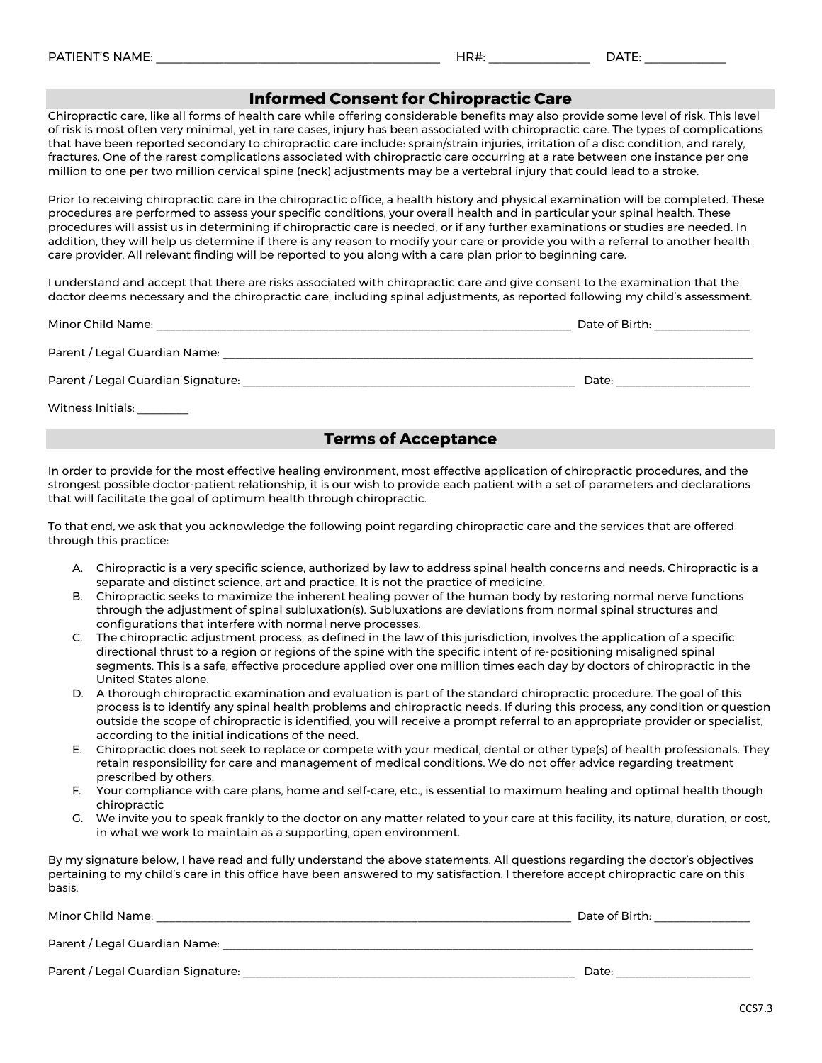PATIENT'S NAME: ____________________________________________ HR#: ________________ DATE: _____________

## Informed Consent for Chiropractic Care

Chiropractic care, like all forms of health care while offering considerable benefits may also provide some level of risk. This level of risk is most often very minimal, yet in rare cases, injury has been associated with chiropractic care. The types of complications that have been reported secondary to chiropractic care include: sprain/strain injuries, irritation of a disc condition, and rarely, fractures. One of the rarest complications associated with chiropractic care occurring at a rate between one instance per one million to one per two million cervical spine (neck) adjustments may be a vertebral injury that could lead to a stroke.

Prior to receiving chiropractic care in the chiropractic office, a health history and physical examination will be completed. These procedures are performed to assess your specific conditions, your overall health and in particular your spinal health. These procedures will assist us in determining if chiropractic care is needed, or if any further examinations or studies are needed. In addition, they will help us determine if there is any reason to modify your care or provide you with a referral to another health care provider. All relevant finding will be reported to you along with a care plan prior to beginning care.

I understand and accept that there are risks associated with chiropractic care and give consent to the examination that the doctor deems necessary and the chiropractic care, including spinal adjustments, as reported following my child's assessment.

Minor Child Name: ________________________________________________________________________ Date of Birth: ________________

Parent / Legal Guardian Name: _________________________________________________________________________________________

Parent / Legal Guardian Signature: _________________________________________________________ Date: ______________________

Witness Initials: _________

## Terms of Acceptance

In order to provide for the most effective healing environment, most effective application of chiropractic procedures, and the strongest possible doctor-patient relationship, it is our wish to provide each patient with a set of parameters and declarations that will facilitate the goal of optimum health through chiropractic.

To that end, we ask that you acknowledge the following point regarding chiropractic care and the services that are offered through this practice:

A. Chiropractic is a very specific science, authorized by law to address spinal health concerns and needs. Chiropractic is a separate and distinct science, art and practice. It is not the practice of medicine.
B. Chiropractic seeks to maximize the inherent healing power of the human body by restoring normal nerve functions through the adjustment of spinal subluxation(s). Subluxations are deviations from normal spinal structures and configurations that interfere with normal nerve processes.
C. The chiropractic adjustment process, as defined in the law of this jurisdiction, involves the application of a specific directional thrust to a region or regions of the spine with the specific intent of re-positioning misaligned spinal segments. This is a safe, effective procedure applied over one million times each day by doctors of chiropractic in the United States alone.
D. A thorough chiropractic examination and evaluation is part of the standard chiropractic procedure. The goal of this process is to identify any spinal health problems and chiropractic needs. If during this process, any condition or question outside the scope of chiropractic is identified, you will receive a prompt referral to an appropriate provider or specialist, according to the initial indications of the need.
E. Chiropractic does not seek to replace or compete with your medical, dental or other type(s) of health professionals. They retain responsibility for care and management of medical conditions. We do not offer advice regarding treatment prescribed by others.
F. Your compliance with care plans, home and self-care, etc., is essential to maximum healing and optimal health though chiropractic
G. We invite you to speak frankly to the doctor on any matter related to your care at this facility, its nature, duration, or cost, in what we work to maintain as a supporting, open environment.

By my signature below, I have read and fully understand the above statements. All questions regarding the doctor's objectives pertaining to my child's care in this office have been answered to my satisfaction. I therefore accept chiropractic care on this basis.

Minor Child Name: ________________________________________________________________________ Date of Birth: ________________

Parent / Legal Guardian Name: _________________________________________________________________________________________

Parent / Legal Guardian Signature: _________________________________________________________ Date: ______________________

CCS7.3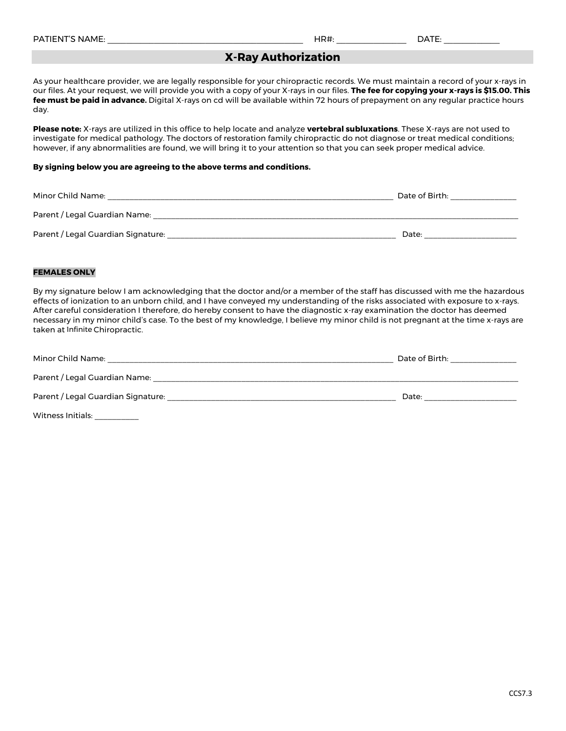PATIENT'S NAME: ______________________________ HR#: ______________ DATE: ____________

## X-Ray Authorization

As your healthcare provider, we are legally responsible for your chiropractic records. We must maintain a record of your x-rays in our files. At your request, we will provide you with a copy of your X-rays in our files. **The fee for copying your x-rays is $15.00. This fee must be paid in advance.** Digital X-rays on cd will be available within 72 hours of prepayment on any regular practice hours day.

**Please note:** X-rays are utilized in this office to help locate and analyze **vertebral subluxations**. These X-rays are not used to investigate for medical pathology. The doctors of restoration family chiropractic do not diagnose or treat medical conditions; however, if any abnormalities are found, we will bring it to your attention so that you can seek proper medical advice.

**By signing below you are agreeing to the above terms and conditions.**

Minor Child Name: ______________________________________________ Date of Birth: ______________

Parent / Legal Guardian Name: ____________________________________________________________

Parent / Legal Guardian Signature: ______________________________________ Date: ____________________

**FEMALES ONLY**

By my signature below I am acknowledging that the doctor and/or a member of the staff has discussed with me the hazardous effects of ionization to an unborn child, and I have conveyed my understanding of the risks associated with exposure to x-rays. After careful consideration I therefore, do hereby consent to have the diagnostic x-ray examination the doctor has deemed necessary in my minor child's case. To the best of my knowledge, I believe my minor child is not pregnant at the time x-rays are taken at Infinite Chiropractic.

Minor Child Name: ______________________________________________ Date of Birth: ______________

Parent / Legal Guardian Name: ____________________________________________________________

Parent / Legal Guardian Signature: ______________________________________ Date: ____________________

Witness Initials: __________

CCS7.3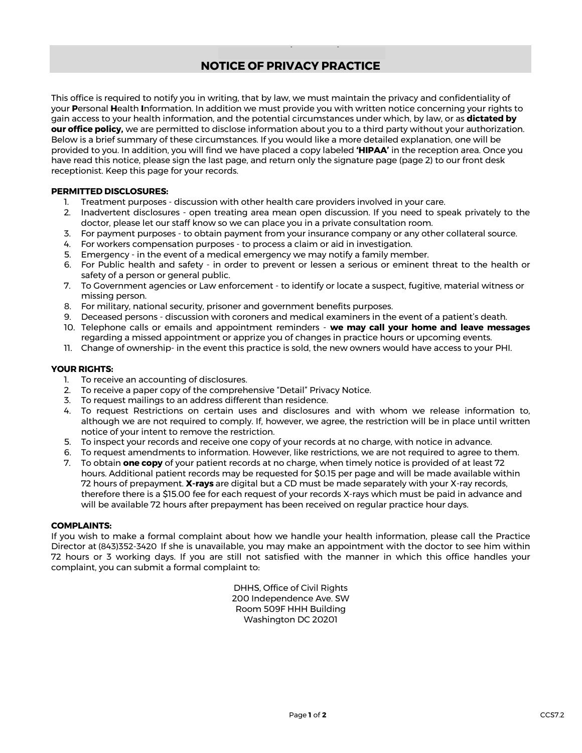# NOTICE OF PRIVACY PRACTICE

This office is required to notify you in writing, that by law, we must maintain the privacy and confidentiality of your **P**ersonal **H**ealth **I**nformation. In addition we must provide you with written notice concerning your rights to gain access to your health information, and the potential circumstances under which, by law, or as **dictated by our office policy,** we are permitted to disclose information about you to a third party without your authorization. Below is a brief summary of these circumstances. If you would like a more detailed explanation, one will be provided to you. In addition, you will find we have placed a copy labeled **'HIPAA'** in the reception area. Once you have read this notice, please sign the last page, and return only the signature page (page 2) to our front desk receptionist. Keep this page for your records.

**PERMITTED DISCLOSURES:**

1. Treatment purposes - discussion with other health care providers involved in your care.
2. Inadvertent disclosures - open treating area mean open discussion. If you need to speak privately to the doctor, please let our staff know so we can place you in a private consultation room.
3. For payment purposes - to obtain payment from your insurance company or any other collateral source.
4. For workers compensation purposes - to process a claim or aid in investigation.
5. Emergency - in the event of a medical emergency we may notify a family member.
6. For Public health and safety - in order to prevent or lessen a serious or eminent threat to the health or safety of a person or general public.
7. To Government agencies or Law enforcement - to identify or locate a suspect, fugitive, material witness or missing person.
8. For military, national security, prisoner and government benefits purposes.
9. Deceased persons - discussion with coroners and medical examiners in the event of a patient's death.
10. Telephone calls or emails and appointment reminders - **we may call your home and leave messages** regarding a missed appointment or apprize you of changes in practice hours or upcoming events.
11. Change of ownership- in the event this practice is sold, the new owners would have access to your PHI.

**YOUR RIGHTS:**

1. To receive an accounting of disclosures.
2. To receive a paper copy of the comprehensive "Detail" Privacy Notice.
3. To request mailings to an address different than residence.
4. To request Restrictions on certain uses and disclosures and with whom we release information to, although we are not required to comply. If, however, we agree, the restriction will be in place until written notice of your intent to remove the restriction.
5. To inspect your records and receive one copy of your records at no charge, with notice in advance.
6. To request amendments to information. However, like restrictions, we are not required to agree to them.
7. To obtain **one copy** of your patient records at no charge, when timely notice is provided of at least 72 hours. Additional patient records may be requested for $0.15 per page and will be made available within 72 hours of prepayment. **X-rays** are digital but a CD must be made separately with your X-ray records, therefore there is a $15.00 fee for each request of your records X-rays which must be paid in advance and will be available 72 hours after prepayment has been received on regular practice hour days.

**COMPLAINTS:**

If you wish to make a formal complaint about how we handle your health information, please call the Practice Director at (843)352-3420 If she is unavailable, you may make an appointment with the doctor to see him within 72 hours or 3 working days. If you are still not satisfied with the manner in which this office handles your complaint, you can submit a formal complaint to:

DHHS, Office of Civil Rights
200 Independence Ave. SW
Room 509F HHH Building
Washington DC 20201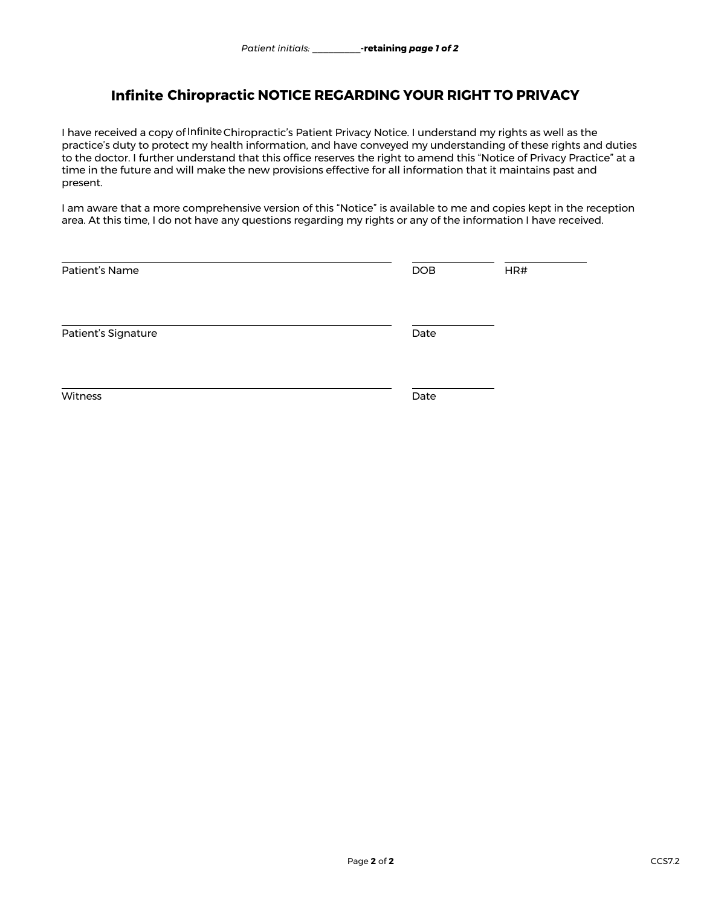*Patient initials: __________* **-retaining *page 1 of 2***

# Infinite Chiropractic NOTICE REGARDING YOUR RIGHT TO PRIVACY

I have received a copy of Infinite Chiropractic's Patient Privacy Notice. I understand my rights as well as the practice's duty to protect my health information, and have conveyed my understanding of these rights and duties to the doctor. I further understand that this office reserves the right to amend this "Notice of Privacy Practice" at a time in the future and will make the new provisions effective for all information that it maintains past and present.

I am aware that a more comprehensive version of this "Notice" is available to me and copies kept in the reception area. At this time, I do not have any questions regarding my rights or any of the information I have received.

______________________________________________ ____________ ____________
Patient's Name DOB HR#

______________________________________________ ____________
Patient's Signature Date

______________________________________________ ____________
Witness Date

CCS7.2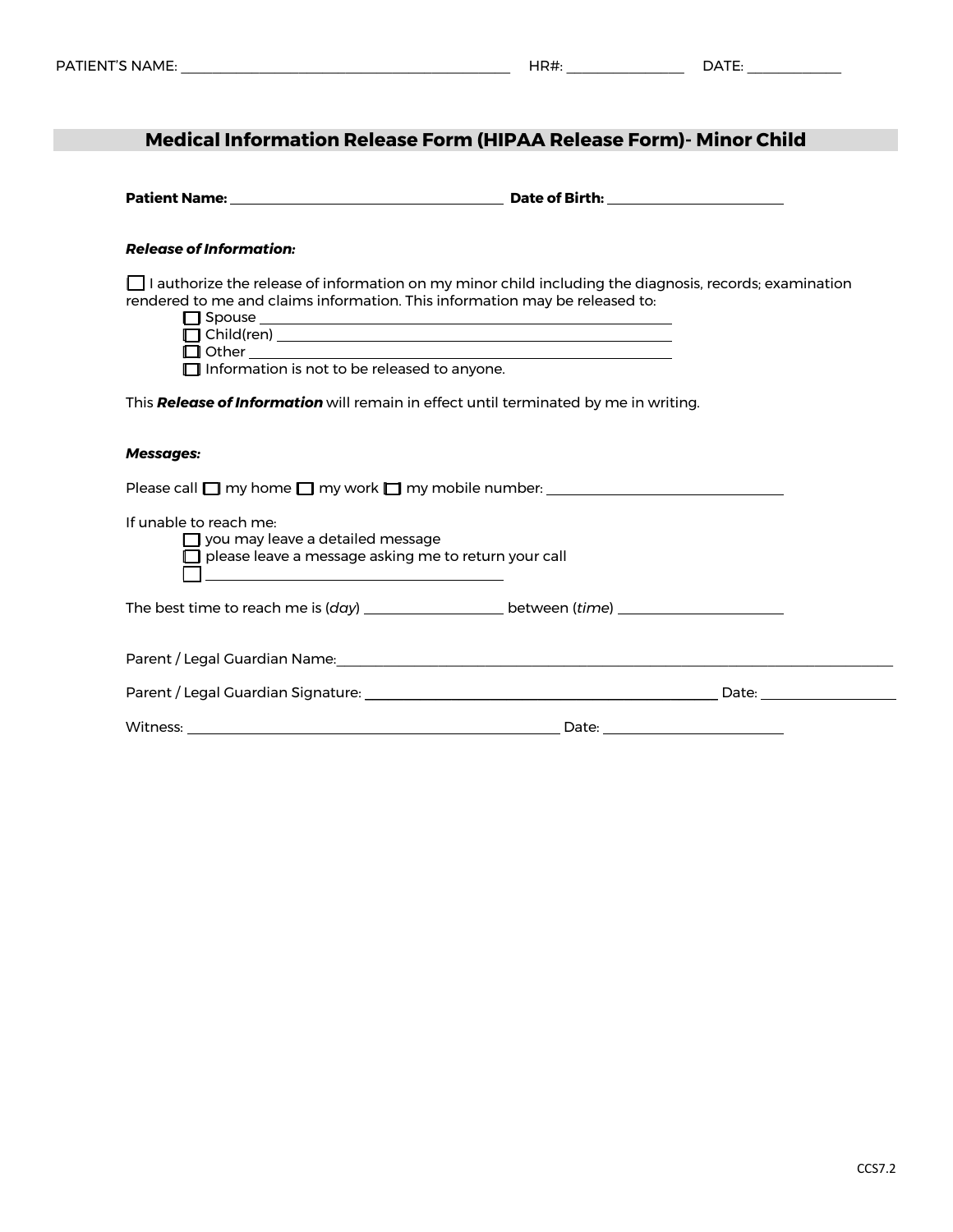PATIENT'S NAME: ________________________________________ HR#: ________________ DATE: _____________

## Medical Information Release Form (HIPAA Release Form)- Minor Child

**Patient Name:** ________________________________ **Date of Birth:** ____________________

***Release of Information:***

☐ I authorize the release of information on my minor child including the diagnosis, records; examination rendered to me and claims information. This information may be released to:

- ☐ Spouse ________________________________________________
- ☐ Child(ren) _____________________________________________
- ☐ Other _________________________________________________
- ☐ Information is not to be released to anyone.

This ***Release of Information*** will remain in effect until terminated by me in writing.

***Messages:***

Please call ☐ my home ☐ my work ☐ my mobile number: ____________________________

If unable to reach me:

- ☐ you may leave a detailed message
- ☐ please leave a message asking me to return your call
- ☐ ____________________________________

The best time to reach me is (*day*) ________________ between (*time*) ____________________

Parent / Legal Guardian Name:_______________________________________________________________________

Parent / Legal Guardian Signature: ________________________________________ Date: ________________

Witness: ____________________________________________ Date: ____________________

CCS7.2